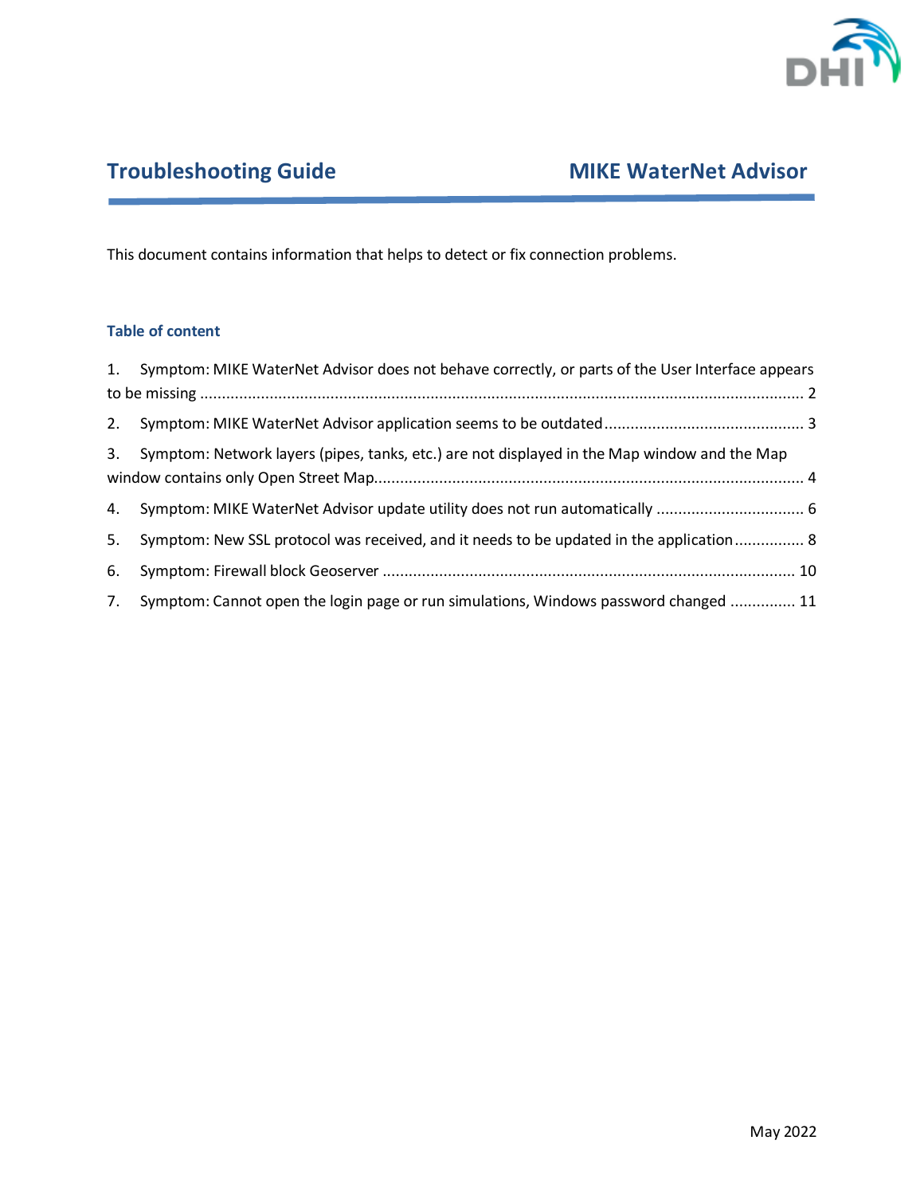# Troubleshooting Guide — MIKE WaterNet Advisor

This document contains information that helps to detect or fix connection problems.

### Table of content

1. Symptom: MIKE WaterNet Advisor does not behave correctly, or parts of the User Interface appears to be missing .......... 2
2. Symptom: MIKE WaterNet Advisor application seems to be outdated .......... 3
3. Symptom: Network layers (pipes, tanks, etc.) are not displayed in the Map window and the Map window contains only Open Street Map .......... 4
4. Symptom: MIKE WaterNet Advisor update utility does not run automatically .......... 6
5. Symptom: New SSL protocol was received, and it needs to be updated in the application .......... 8
6. Symptom: Firewall block Geoserver .......... 10
7. Symptom: Cannot open the login page or run simulations, Windows password changed .......... 11

May 2022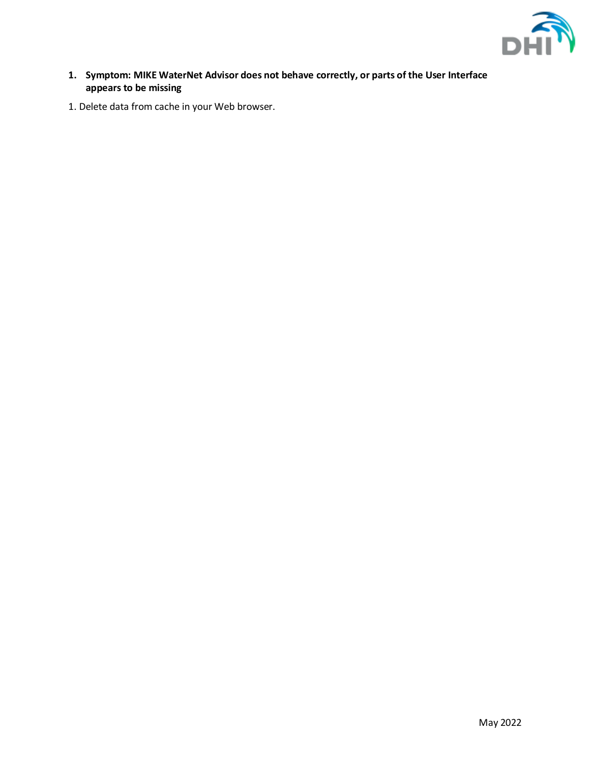1. **Symptom: MIKE WaterNet Advisor does not behave correctly, or parts of the User Interface appears to be missing**

1. Delete data from cache in your Web browser.

May 2022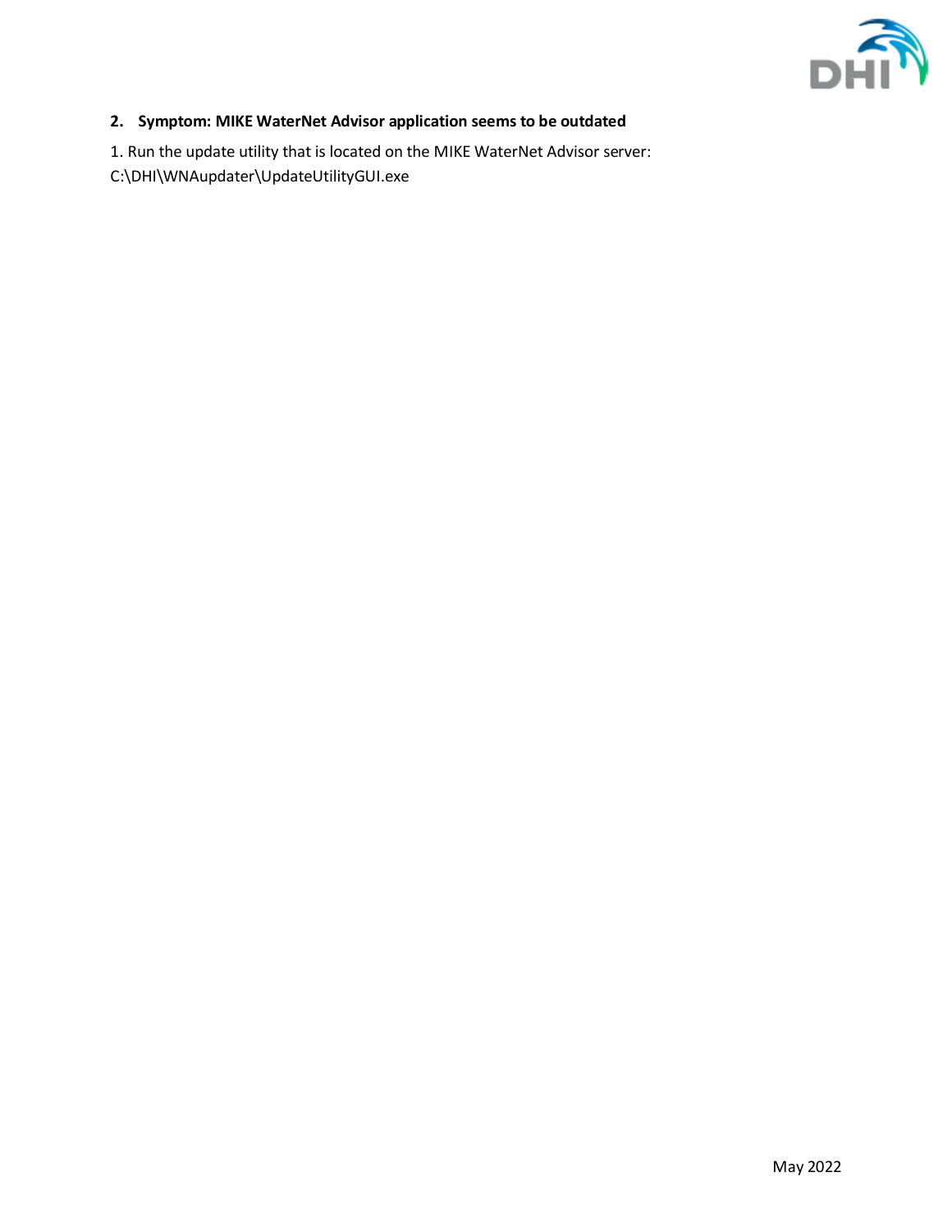## 2. Symptom: MIKE WaterNet Advisor application seems to be outdated

1. Run the update utility that is located on the MIKE WaterNet Advisor server: C:\DHI\WNAupdater\UpdateUtilityGUI.exe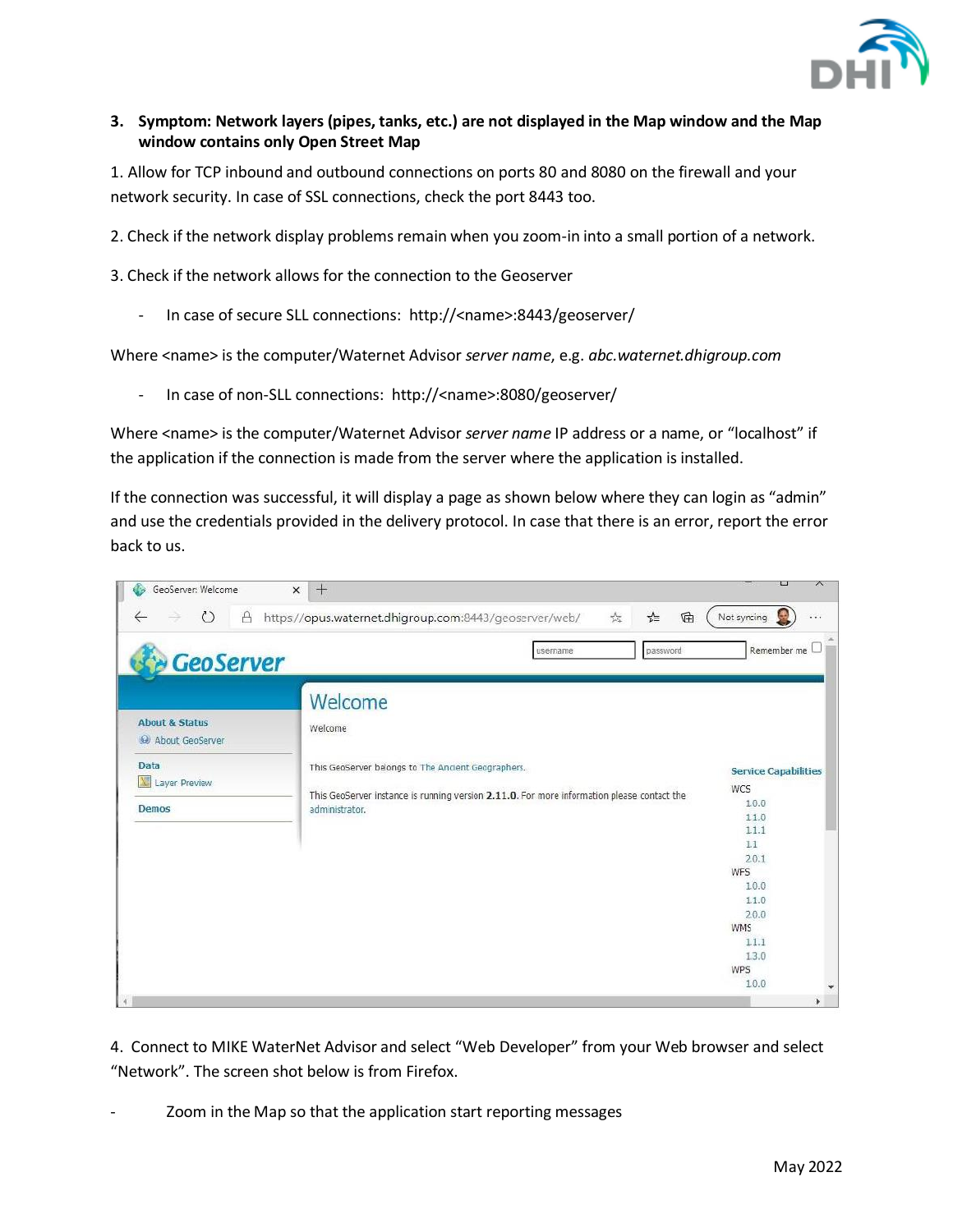**3. Symptom: Network layers (pipes, tanks, etc.) are not displayed in the Map window and the Map window contains only Open Street Map**

1. Allow for TCP inbound and outbound connections on ports 80 and 8080 on the firewall and your network security. In case of SSL connections, check the port 8443 too.

2. Check if the network display problems remain when you zoom-in into a small portion of a network.

3. Check if the network allows for the connection to the Geoserver

- In case of secure SLL connections: http://<name>:8443/geoserver/

Where <name> is the computer/Waternet Advisor *server name*, e.g. *abc.waternet.dhigroup.com*

- In case of non-SLL connections: http://<name>:8080/geoserver/

Where <name> is the computer/Waternet Advisor *server name* IP address or a name, or "localhost" if the application if the connection is made from the server where the application is installed.

If the connection was successful, it will display a page as shown below where they can login as "admin" and use the credentials provided in the delivery protocol. In case that there is an error, report the error back to us.

4. Connect to MIKE WaterNet Advisor and select "Web Developer" from your Web browser and select "Network". The screen shot below is from Firefox.

- Zoom in the Map so that the application start reporting messages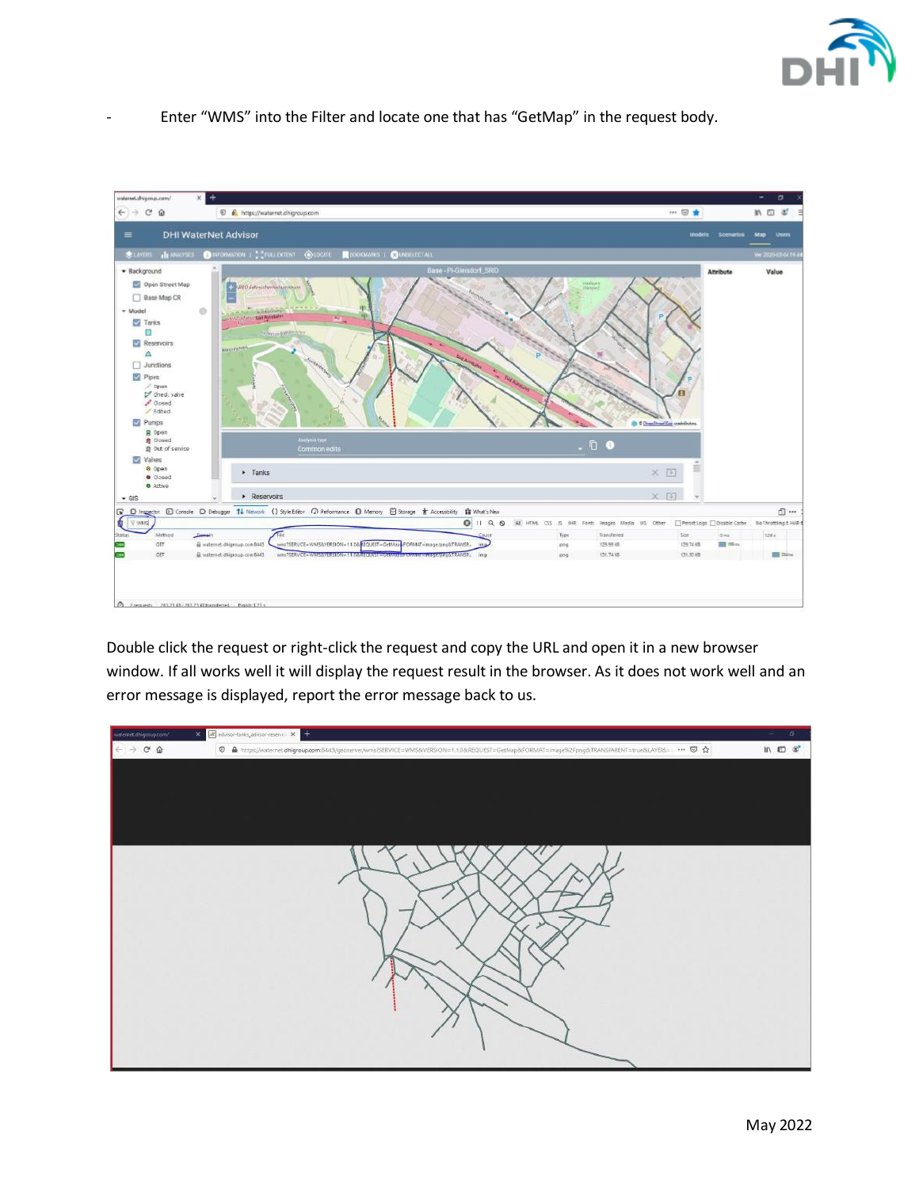- Enter “WMS” into the Filter and locate one that has “GetMap” in the request body.

Double click the request or right-click the request and copy the URL and open it in a new browser window. If all works well it will display the request result in the browser. As it does not work well and an error message is displayed, report the error message back to us.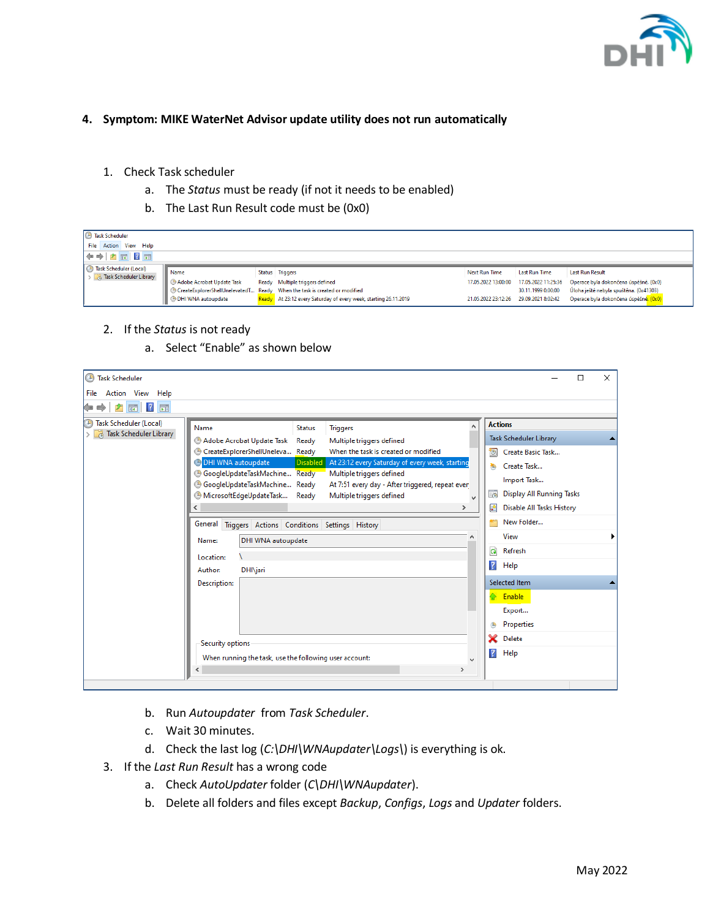**4. Symptom: MIKE WaterNet Advisor update utility does not run automatically**

1. Check Task scheduler
    a. The *Status* must be ready (if not it needs to be enabled)
    b. The Last Run Result code must be (0x0)

2. If the *Status* is not ready
    a. Select "Enable" as shown below
    b. Run *Autoupdater* from *Task Scheduler*.
    c. Wait 30 minutes.
    d. Check the last log (*C:\DHI\WNAupdater\Logs\*) is everything is ok.

3. If the *Last Run Result* has a wrong code
    a. Check *AutoUpdater* folder (*C\DHI\WNAupdater*).
    b. Delete all folders and files except *Backup*, *Configs*, *Logs* and *Updater* folders.

May 2022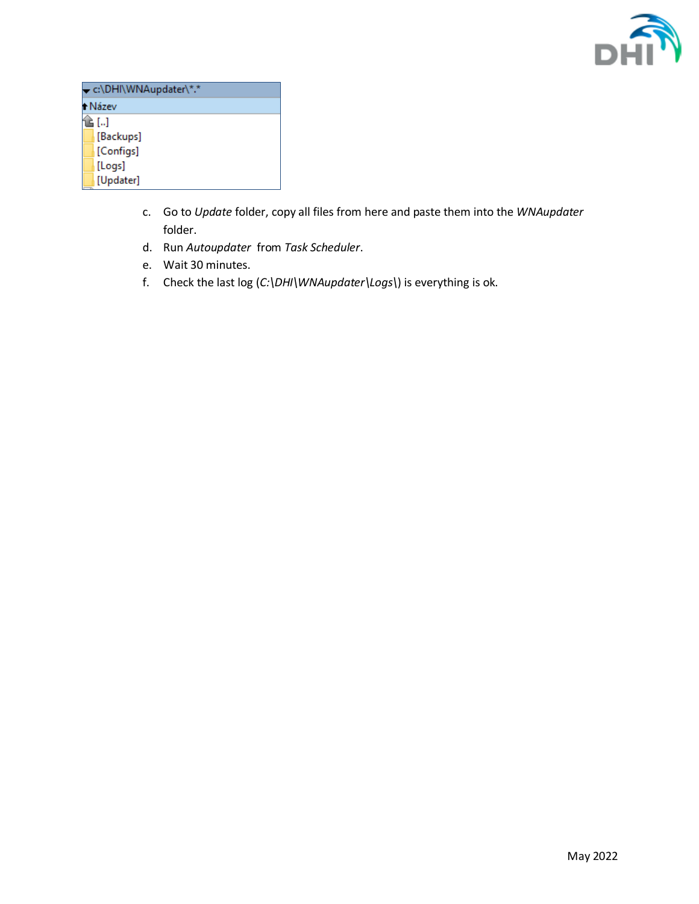c:\DHI\WNAupdater\*.*

Název

[..]
[Backups]
[Configs]
[Logs]
[Updater]

c. Go to *Update* folder, copy all files from here and paste them into the *WNAupdater* folder.
d. Run *Autoupdater* from *Task Scheduler*.
e. Wait 30 minutes.
f. Check the last log (*C:\DHI\WNAupdater\Logs\*) is everything is ok.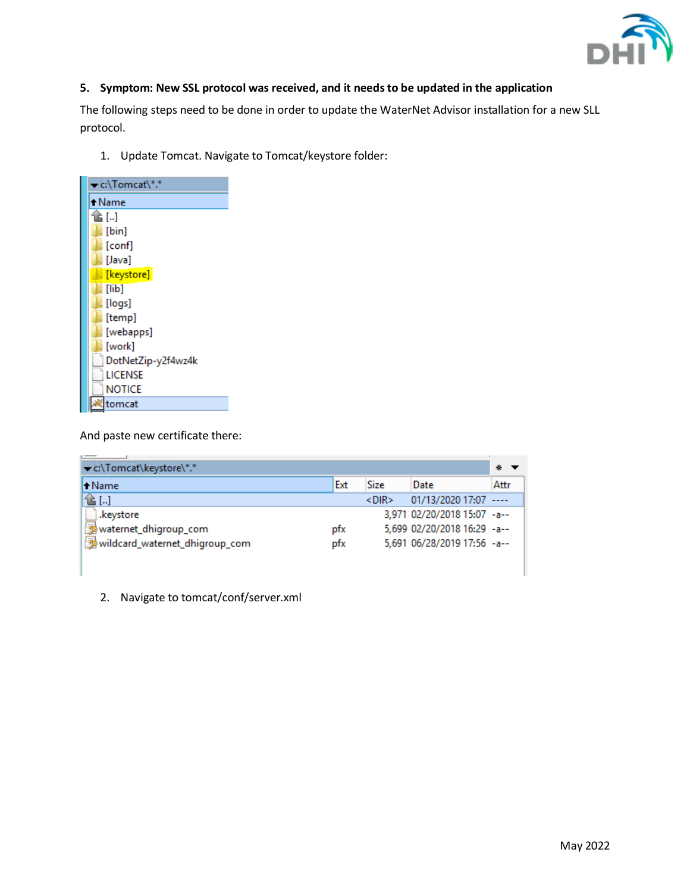**5. Symptom: New SSL protocol was received, and it needs to be updated in the application**

The following steps need to be done in order to update the WaterNet Advisor installation for a new SLL protocol.

1. Update Tomcat. Navigate to Tomcat/keystore folder:

```
c:\Tomcat\*.*
Name
[..]
[bin]
[conf]
[Java]
[keystore]
[lib]
[logs]
[temp]
[webapps]
[work]
DotNetZip-y2f4wz4k
LICENSE
NOTICE
tomcat
```

And paste new certificate there:

c:\Tomcat\keystore\*.*

| Name | Ext | Size | Date | Attr |
|---|---|---|---|---|
| [..] | | <DIR> | 01/13/2020 17:07 | ---- |
| .keystore | | 3,971 | 02/20/2018 15:07 | -a-- |
| waternet_dhigroup_com | pfx | 5,699 | 02/20/2018 16:29 | -a-- |
| wildcard_waternet_dhigroup_com | pfx | 5,691 | 06/28/2019 17:56 | -a-- |

2. Navigate to tomcat/conf/server.xml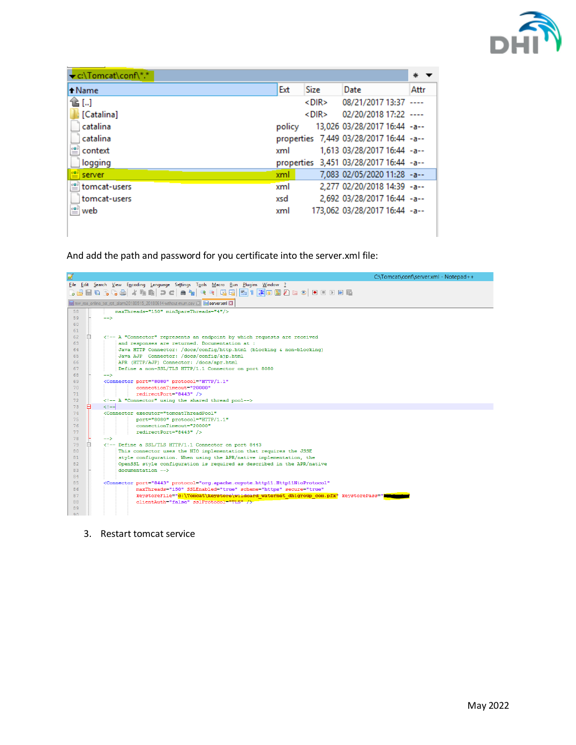| Name | Ext | Size | Date | Attr |
|---|---|---|---|---|
| [..] | | <DIR> | 08/21/2017 13:37 | ---- |
| [Catalina] | | <DIR> | 02/20/2018 17:22 | ---- |
| catalina | policy | 13,026 | 03/28/2017 16:44 | -a-- |
| catalina | properties | 7,449 | 03/28/2017 16:44 | -a-- |
| context | xml | 1,613 | 03/28/2017 16:44 | -a-- |
| logging | properties | 3,451 | 03/28/2017 16:44 | -a-- |
| server | xml | 7,083 | 02/05/2020 11:28 | -a-- |
| tomcat-users | xml | 2,277 | 02/20/2018 14:39 | -a-- |
| tomcat-users | xsd | 2,692 | 03/28/2017 16:44 | -a-- |
| web | xml | 173,062 | 03/28/2017 16:44 | -a-- |

And add the path and password for you certificate into the server.xml file:

```
        maxThreads="150" minSpareThreads="4"/>
    -->


    <!-- A "Connector" represents an endpoint by which requests are received
         and responses are returned. Documentation at :
         Java HTTP Connector: /docs/config/http.html (blocking & non-blocking)
         Java AJP  Connector: /docs/config/ajp.html
         APR (HTTP/AJP) Connector: /docs/apr.html
         Define a non-SSL/TLS HTTP/1.1 Connector on port 8080
    -->
    <Connector port="8080" protocol="HTTP/1.1"
               connectionTimeout="20000"
               redirectPort="8443" />
    <!-- A "Connector" using the shared thread pool-->
    <!--
    <Connector executor="tomcatThreadPool"
               port="8080" protocol="HTTP/1.1"
               connectionTimeout="20000"
               redirectPort="8443" />
    -->
    <!-- Define a SSL/TLS HTTP/1.1 Connector on port 8443
         This connector uses the NIO implementation that requires the JSSE
         style configuration. When using the APR/native implementation, the
         OpenSSL style configuration is required as described in the APR/native
         documentation -->

    <Connector port="8443" protocol="org.apache.coyote.http11.Http11NioProtocol"
               maxThreads="150" SSLEnabled="true" scheme="https" secure="true"
               keystoreFile="c:\Tomcat\keystore\wildcard_waternet_dhigroup_com.pfx" keystorePass="
               clientAuth="false" sslProtocol="TLS" />
```

3. Restart tomcat service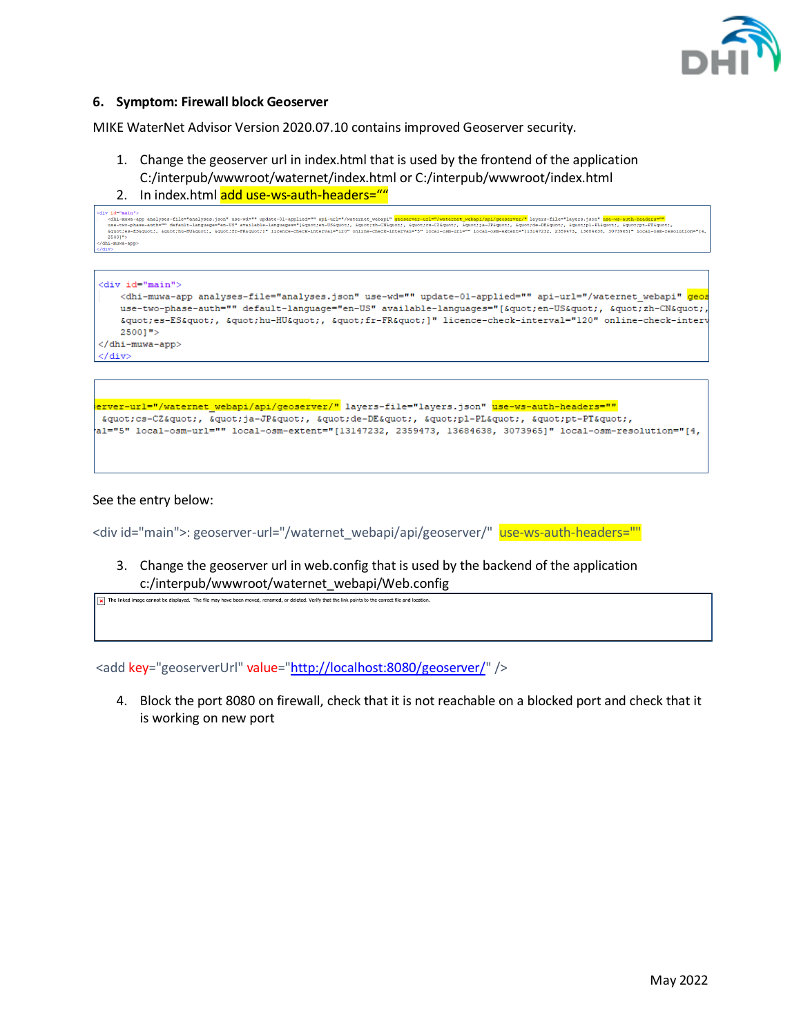## 6. Symptom: Firewall block Geoserver

MIKE WaterNet Advisor Version 2020.07.10 contains improved Geoserver security.

1. Change the geoserver url in index.html that is used by the frontend of the application C:/interpub/wwwroot/waternet/index.html or C:/interpub/wwwroot/index.html
2. In index.html add use-ws-auth-headers=""

```
<div id="main">
    <dhi-muwa-app analyses-file="analyses.json" use-wd="" update-01-applied="" api-url="/waternet_webapi" geoserver-url="/waternet_webapi/api/geoserver/" layers-file="layers.json" use-ws-auth-headers=""
    use-two-phase-auth="" default-language="en-US" available-languages="[&quot;en-US&quot;, &quot;zh-CN&quot;, &quot;cs-CZ&quot;, &quot;ja-JP&quot;, &quot;de-DE&quot;, &quot;pl-PL&quot;, &quot;pt-PT&quot;,
    &quot;es-ES&quot;, &quot;hu-HU&quot;, &quot;fr-FR&quot;]" licence-check-interval="120" online-check-interval="5" local-osm-url="" local-osm-extent="[13147232, 2359473, 13684638, 3073965]" local-osm-resolution="[4,
    2500]">
    </dhi-muwa-app>
</div>
```

See the entry below:

<div id="main">: geoserver-url="/waternet_webapi/api/geoserver/" use-ws-auth-headers=""

3. Change the geoserver url in web.config that is used by the backend of the application c:/interpub/wwwroot/waternet_webapi/Web.config

The linked image cannot be displayed. The file may have been moved, renamed, or deleted. Verify that the link points to the correct file and location.

```
<add key="geoserverUrl" value="http://localhost:8080/geoserver/" />
```

4. Block the port 8080 on firewall, check that it is not reachable on a blocked port and check that it is working on new port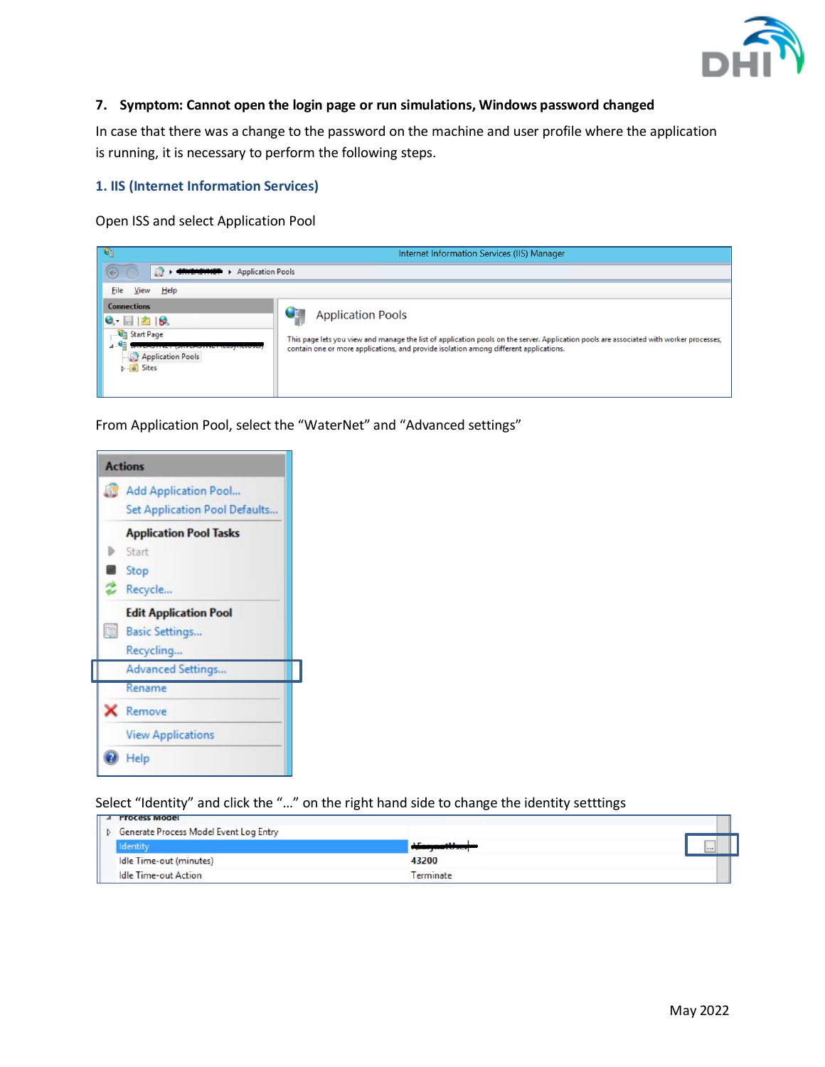### 7. Symptom: Cannot open the login page or run simulations, Windows password changed

In case that there was a change to the password on the machine and user profile where the application is running, it is necessary to perform the following steps.

#### 1. IIS (Internet Information Services)

Open ISS and select Application Pool

From Application Pool, select the “WaterNet” and “Advanced settings”

Select “Identity” and click the “…” on the right hand side to change the identity setttings

May 2022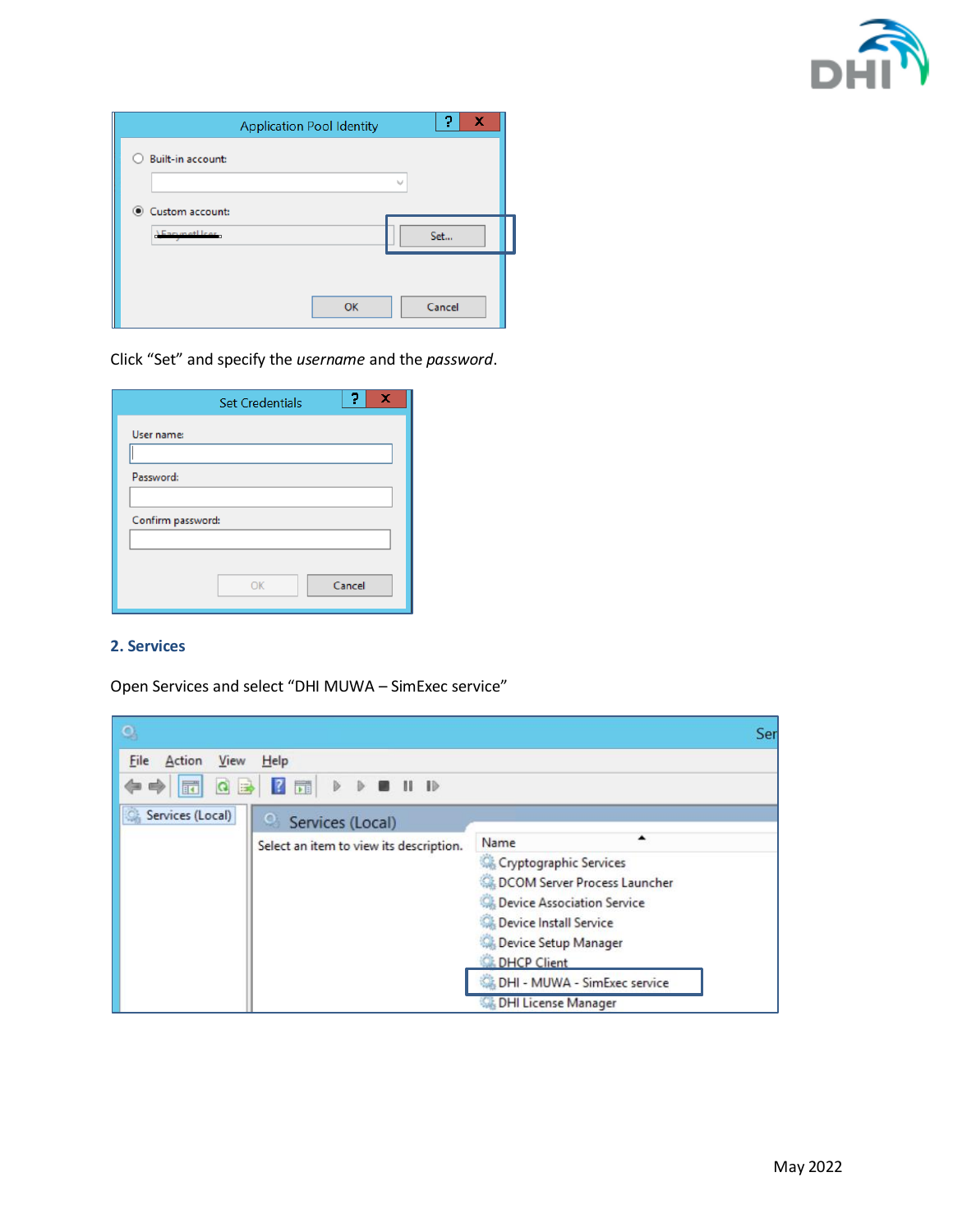Click “Set” and specify the *username* and the *password*.

## 2. Services

Open Services and select “DHI MUWA – SimExec service”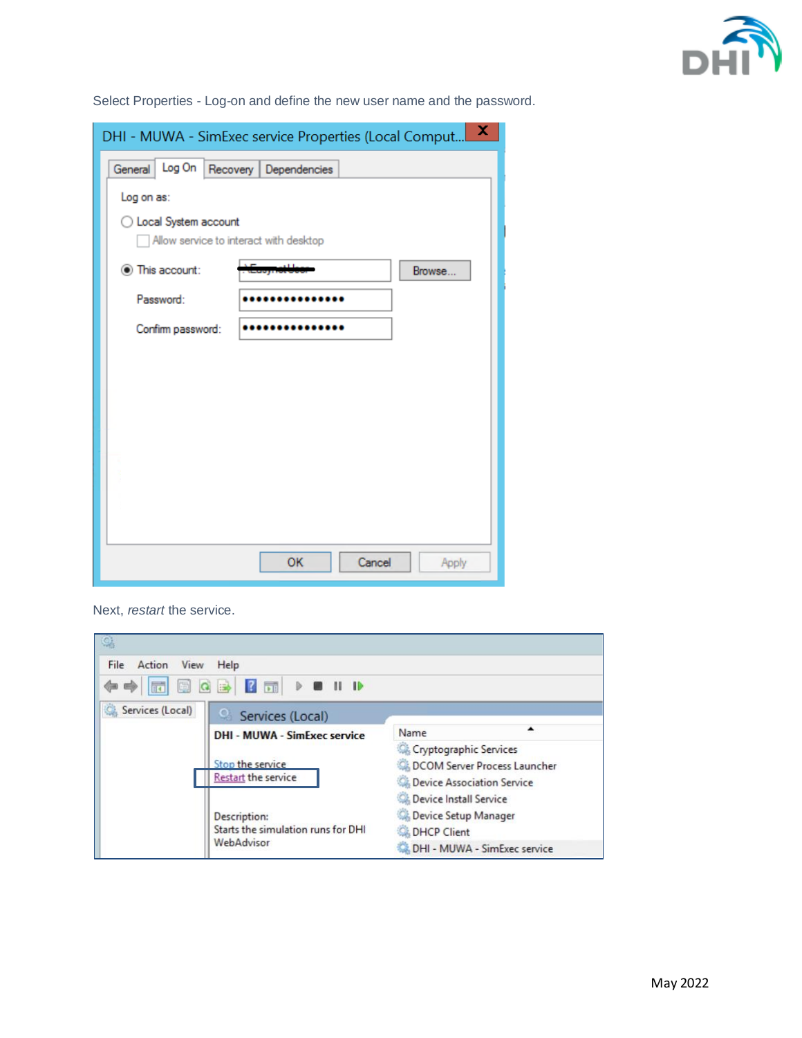Select Properties - Log-on and define the new user name and the password.

Next, *restart* the service.